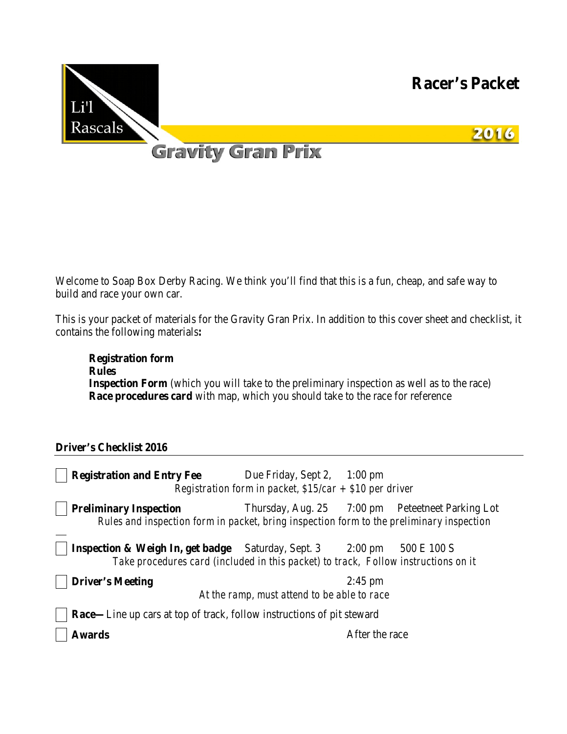Li'l Rascals

# Gravity Gran Prix

# Racer's Packet

2016

Welcome to Soap Box Derby Racing. We think you'll find that this is a fun, cheap, and safe way to build and race your own car.

This is your packet of materials for the Gravity Gran Prix. In addition to this cover sheet and checklist, it contains the following materials**:**

**Registration form**
**Rules**
**Inspection Form** (which you will take to the preliminary inspection as well as to the race)
**Race procedures card** with map, which you should take to the race for reference

## Driver's Checklist 2016

- [ ] **Registration and Entry Fee** Due Friday, Sept 2, 1:00 pm
  *Registration form in packet, $15/car + $10 per driver*
- [ ] **Preliminary Inspection** Thursday, Aug. 25 7:00 pm Peteetneet Parking Lot
  *Rules and inspection form in packet, bring inspection form to the preliminary inspection*
- [ ] **Inspection & Weigh In, get badge** Saturday, Sept. 3 2:00 pm 500 E 100 S
  *Take procedures card (included in this packet) to track, Follow instructions on it*
- [ ] **Driver's Meeting** 2:45 pm
  *At the ramp, must attend to be able to race*
- [ ] **Race—** Line up cars at top of track, follow instructions of pit steward
- [ ] **Awards** After the race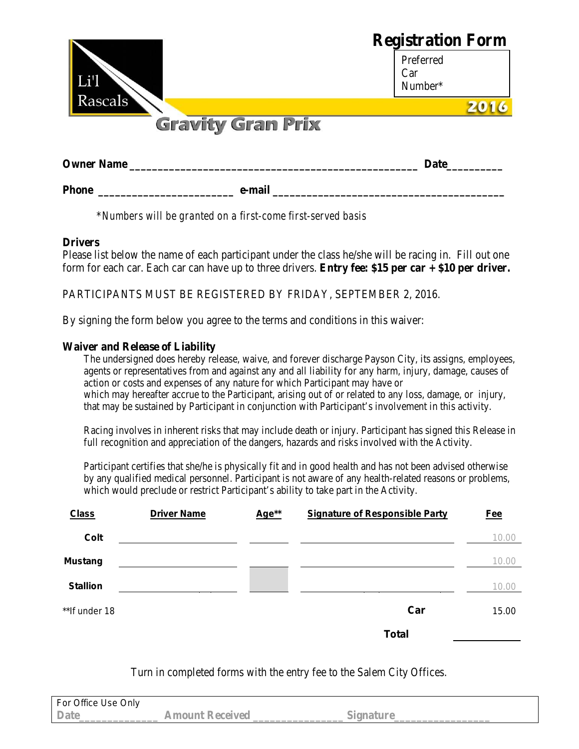# Registration Form

Li'l Rascals

**Gravity Gran Prix**

**2016**

| Preferred Car Number* |
|---|
| |

**Owner Name** ______________________________________________________ **Date**__________

**Phone** _________________________ **e-mail** __________________________________________

*\*Numbers will be granted on a first-come first-served basis*

**Drivers**

Please list below the name of each participant under the class he/she will be racing in. Fill out one form for each car. Each car can have up to three drivers. **Entry fee: $15 per car + $10 per driver.**

PARTICIPANTS MUST BE REGISTERED BY FRIDAY, SEPTEMBER 2, 2016.

By signing the form below you agree to the terms and conditions in this waiver:

**Waiver and Release of Liability**

The undersigned does hereby release, waive, and forever discharge Payson City, its assigns, employees, agents or representatives from and against any and all liability for any harm, injury, damage, causes of action or costs and expenses of any nature for which Participant may have or which may hereafter accrue to the Participant, arising out of or related to any loss, damage, or injury, that may be sustained by Participant in conjunction with Participant's involvement in this activity.

Racing involves in inherent risks that may include death or injury. Participant has signed this Release in full recognition and appreciation of the dangers, hazards and risks involved with the Activity.

Participant certifies that she/he is physically fit and in good health and has not been advised otherwise by any qualified medical personnel. Participant is not aware of any health-related reasons or problems, which would preclude or restrict Participant's ability to take part in the Activity.

| Class | Driver Name | Age** | Signature of Responsible Party | Fee |
|---|---|---|---|---|
| Colt | | | | 10.00 |
| Mustang | | | | 10.00 |
| Stallion | | | | 10.00 |
| **If under 18 | | | **Car** | 15.00 |
| | | | **Total** | |

Turn in completed forms with the entry fee to the Salem City Offices.

| For Office Use Only |
|---|
| Date______________ Amount Received ________________ Signature_________________ |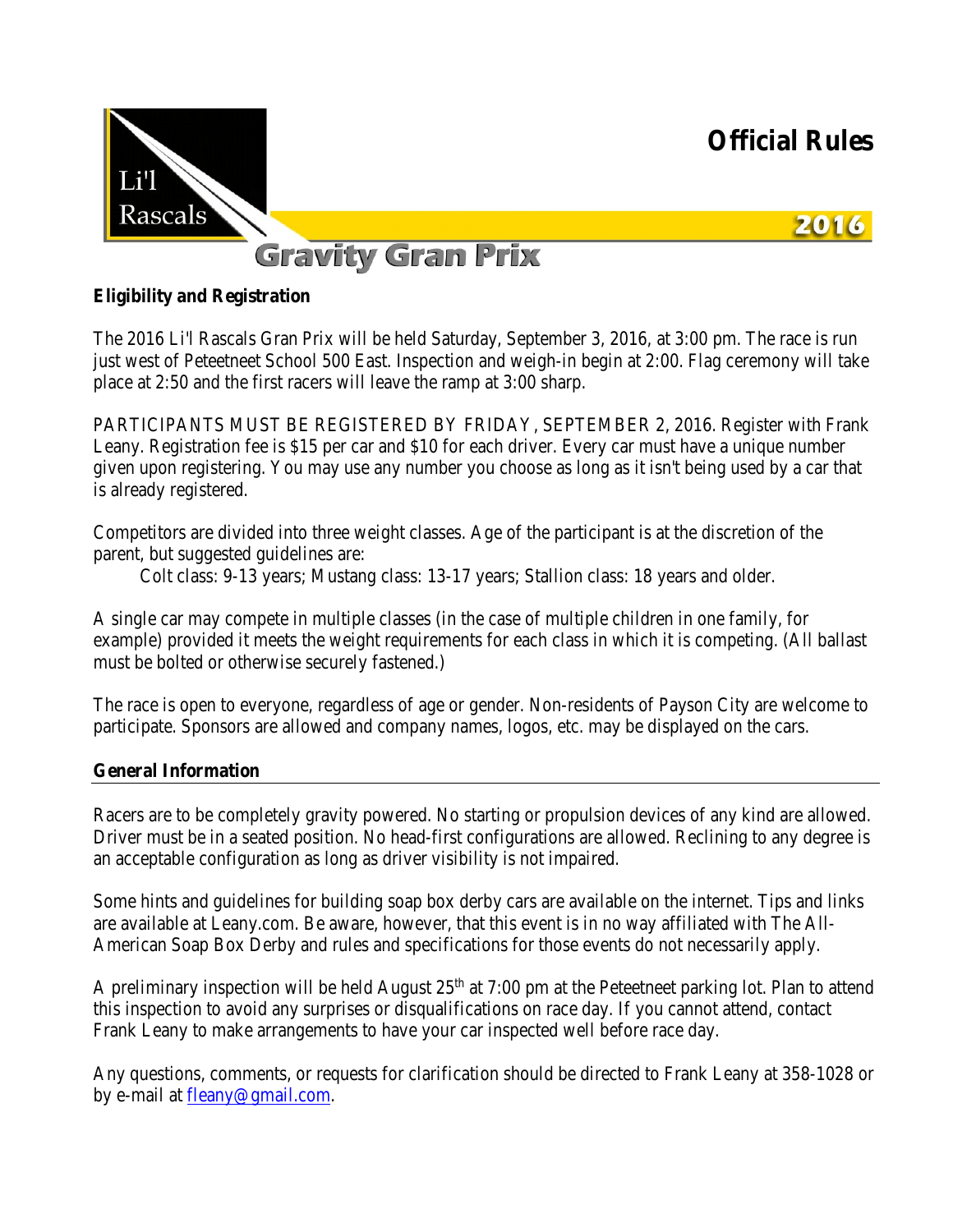# Li'l Rascals Gravity Gran Prix

## Official Rules

2016

### Eligibility and Registration

The 2016 Li'l Rascals Gran Prix will be held Saturday, September 3, 2016, at 3:00 pm. The race is run just west of Peteetneet School 500 East. Inspection and weigh-in begin at 2:00. Flag ceremony will take place at 2:50 and the first racers will leave the ramp at 3:00 sharp.

PARTICIPANTS MUST BE REGISTERED BY FRIDAY, SEPTEMBER 2, 2016. Register with Frank Leany. Registration fee is $15 per car and $10 for each driver. Every car must have a unique number given upon registering. You may use any number you choose as long as it isn't being used by a car that is already registered.

Competitors are divided into three weight classes. Age of the participant is at the discretion of the parent, but suggested guidelines are:

Colt class: 9-13 years; Mustang class: 13-17 years; Stallion class: 18 years and older.

A single car may compete in multiple classes (in the case of multiple children in one family, for example) provided it meets the weight requirements for each class in which it is competing. (All ballast must be bolted or otherwise securely fastened.)

The race is open to everyone, regardless of age or gender. Non-residents of Payson City are welcome to participate. Sponsors are allowed and company names, logos, etc. may be displayed on the cars.

### General Information

Racers are to be completely gravity powered. No starting or propulsion devices of any kind are allowed. Driver must be in a seated position. No head-first configurations are allowed. Reclining to any degree is an acceptable configuration as long as driver visibility is not impaired.

Some hints and guidelines for building soap box derby cars are available on the internet. Tips and links are available at Leany.com. Be aware, however, that this event is in no way affiliated with The All-American Soap Box Derby and rules and specifications for those events do not necessarily apply.

A preliminary inspection will be held August 25th at 7:00 pm at the Peteetneet parking lot. Plan to attend this inspection to avoid any surprises or disqualifications on race day. If you cannot attend, contact Frank Leany to make arrangements to have your car inspected well before race day.

Any questions, comments, or requests for clarification should be directed to Frank Leany at 358-1028 or by e-mail at fleany@gmail.com.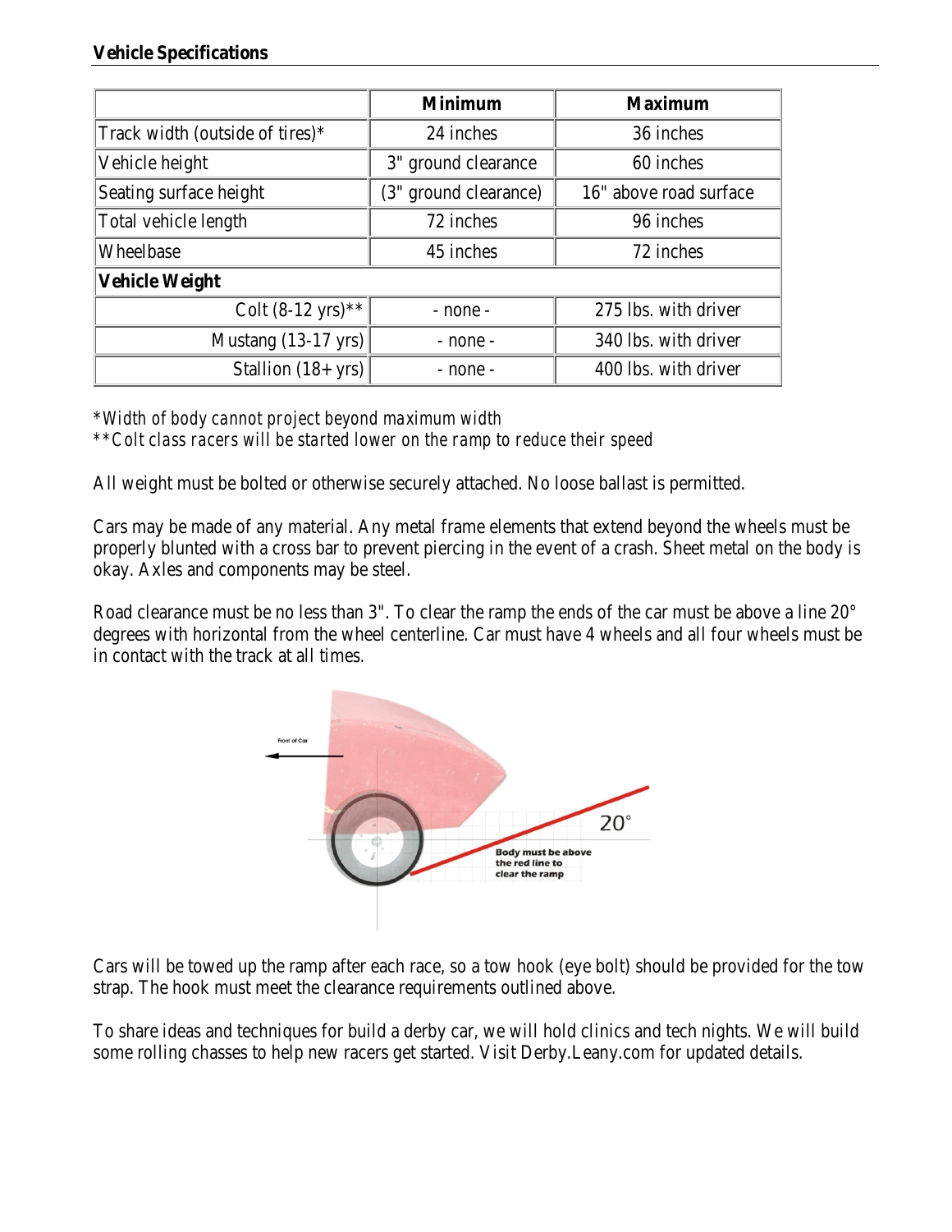**Vehicle Specifications**

| | Minimum | Maximum |
|---|---|---|
| Track width (outside of tires)* | 24 inches | 36 inches |
| Vehicle height | 3" ground clearance | 60 inches |
| Seating surface height | (3" ground clearance) | 16" above road surface |
| Total vehicle length | 72 inches | 96 inches |
| Wheelbase | 45 inches | 72 inches |
| **Vehicle Weight** | | |
| Colt (8-12 yrs)** | - none - | 275 lbs. with driver |
| Mustang (13-17 yrs) | - none - | 340 lbs. with driver |
| Stallion (18+ yrs) | - none - | 400 lbs. with driver |

*\*Width of body cannot project beyond maximum width*
*\*\*Colt class racers will be started lower on the ramp to reduce their speed*

All weight must be bolted or otherwise securely attached. No loose ballast is permitted.

Cars may be made of any material. Any metal frame elements that extend beyond the wheels must be properly blunted with a cross bar to prevent piercing in the event of a crash. Sheet metal on the body is okay. Axles and components may be steel.

Road clearance must be no less than 3". To clear the ramp the ends of the car must be above a line 20° degrees with horizontal from the wheel centerline. Car must have 4 wheels and all four wheels must be in contact with the track at all times.

Cars will be towed up the ramp after each race, so a tow hook (eye bolt) should be provided for the tow strap. The hook must meet the clearance requirements outlined above.

To share ideas and techniques for build a derby car, we will hold clinics and tech nights. We will build some rolling chasses to help new racers get started. Visit Derby.Leany.com for updated details.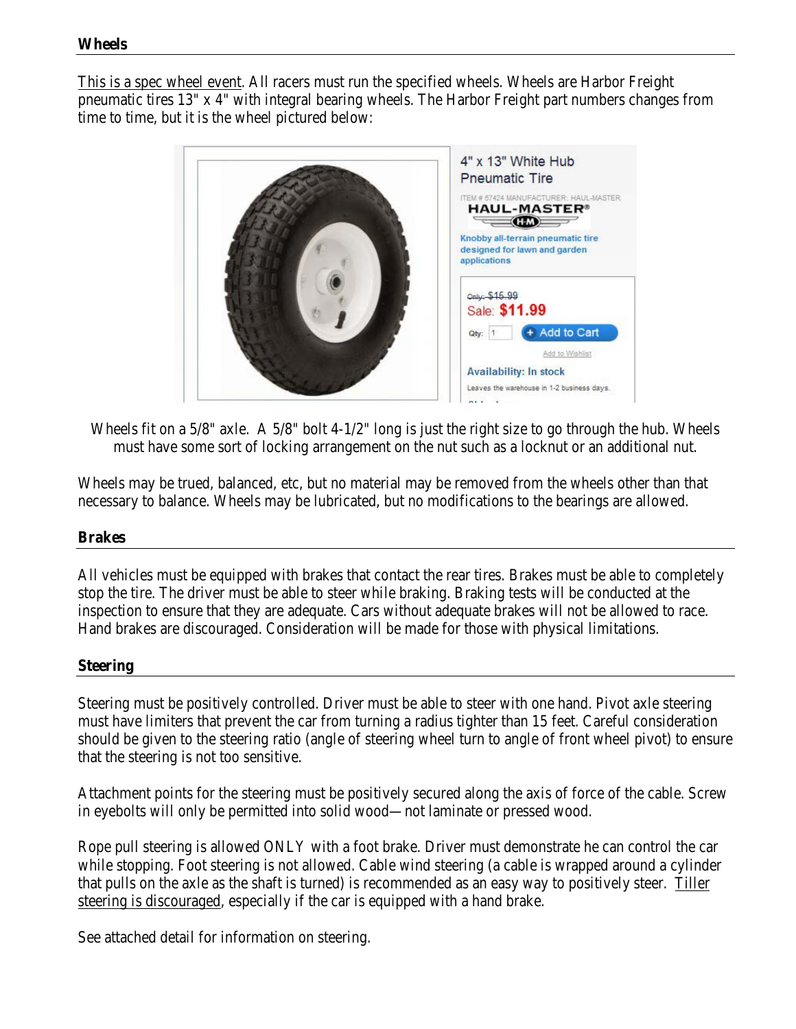## Wheels

This is a spec wheel event. All racers must run the specified wheels. Wheels are Harbor Freight pneumatic tires 13" x 4" with integral bearing wheels. The Harbor Freight part numbers changes from time to time, but it is the wheel pictured below:

Wheels fit on a 5/8" axle. A 5/8" bolt 4-1/2" long is just the right size to go through the hub. Wheels must have some sort of locking arrangement on the nut such as a locknut or an additional nut.

Wheels may be trued, balanced, etc, but no material may be removed from the wheels other than that necessary to balance. Wheels may be lubricated, but no modifications to the bearings are allowed.

## Brakes

All vehicles must be equipped with brakes that contact the rear tires. Brakes must be able to completely stop the tire. The driver must be able to steer while braking. Braking tests will be conducted at the inspection to ensure that they are adequate. Cars without adequate brakes will not be allowed to race. Hand brakes are discouraged. Consideration will be made for those with physical limitations.

## Steering

Steering must be positively controlled. Driver must be able to steer with one hand. Pivot axle steering must have limiters that prevent the car from turning a radius tighter than 15 feet. Careful consideration should be given to the steering ratio (angle of steering wheel turn to angle of front wheel pivot) to ensure that the steering is not too sensitive.

Attachment points for the steering must be positively secured along the axis of force of the cable. Screw in eyebolts will only be permitted into solid wood—not laminate or pressed wood.

Rope pull steering is allowed ONLY with a foot brake. Driver must demonstrate he can control the car while stopping. Foot steering is not allowed. Cable wind steering (a cable is wrapped around a cylinder that pulls on the axle as the shaft is turned) is recommended as an easy way to positively steer. Tiller steering is discouraged, especially if the car is equipped with a hand brake.

See attached detail for information on steering.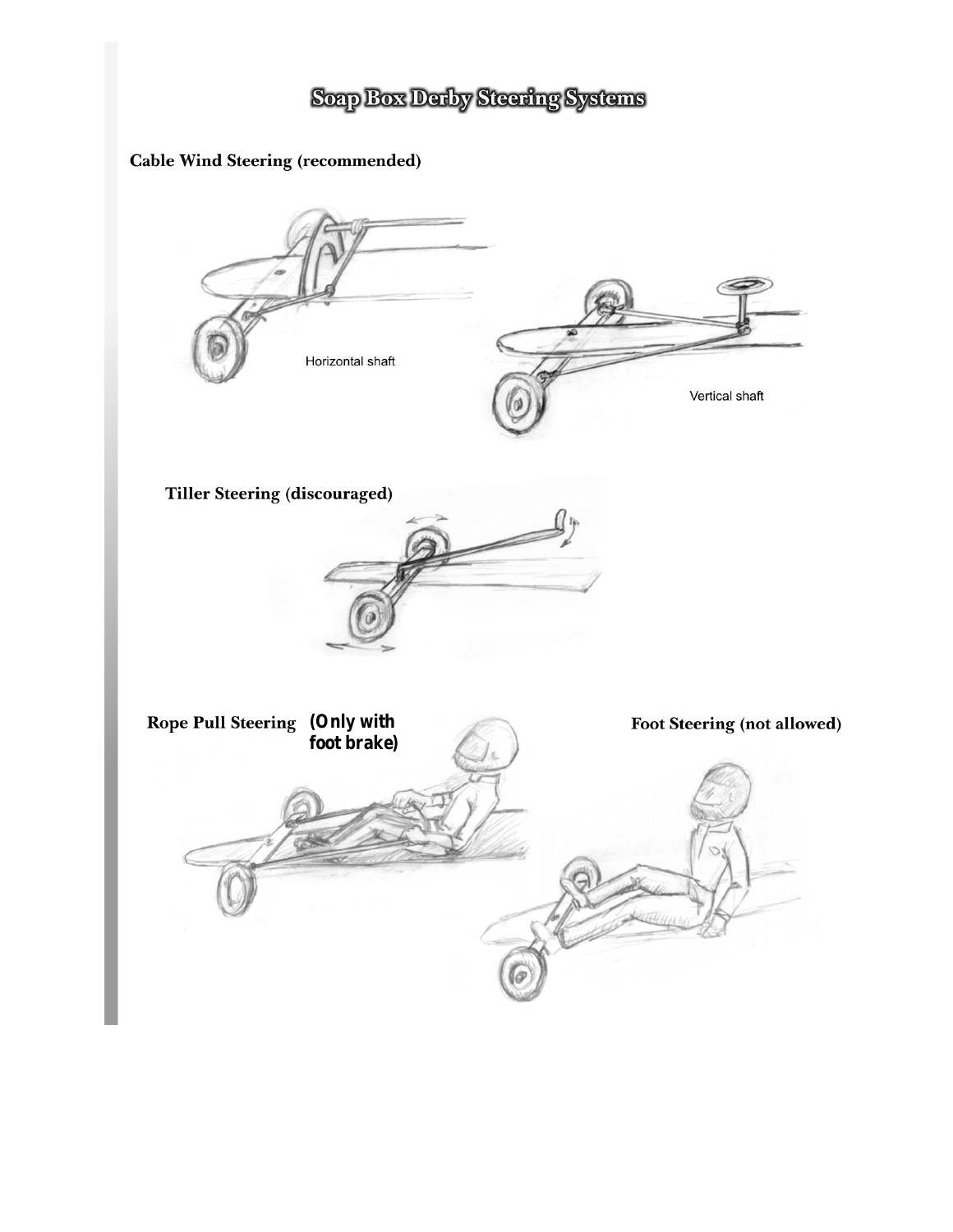# Soap Box Derby Steering Systems

**Cable Wind Steering (recommended)**

Horizontal shaft

Vertical shaft

**Tiller Steering (discouraged)**

**Rope Pull Steering** **(Only with foot brake)**

**Foot Steering (not allowed)**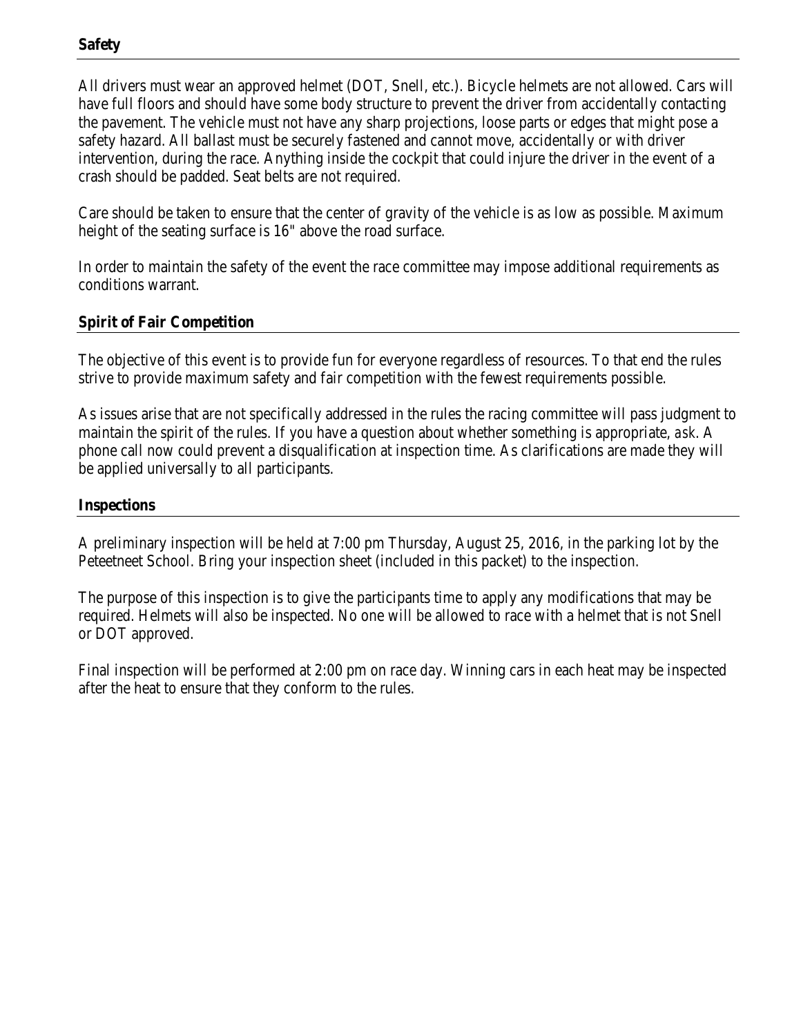## Safety

All drivers must wear an approved helmet (DOT, Snell, etc.). Bicycle helmets are not allowed. Cars will have full floors and should have some body structure to prevent the driver from accidentally contacting the pavement. The vehicle must not have any sharp projections, loose parts or edges that might pose a safety hazard. All ballast must be securely fastened and cannot move, accidentally or with driver intervention, during the race. Anything inside the cockpit that could injure the driver in the event of a crash should be padded. Seat belts are not required.

Care should be taken to ensure that the center of gravity of the vehicle is as low as possible. Maximum height of the seating surface is 16" above the road surface.

In order to maintain the safety of the event the race committee may impose additional requirements as conditions warrant.

## Spirit of Fair Competition

The objective of this event is to provide fun for everyone regardless of resources. To that end the rules strive to provide maximum safety and fair competition with the fewest requirements possible.

As issues arise that are not specifically addressed in the rules the racing committee will pass judgment to maintain the spirit of the rules. If you have a question about whether something is appropriate, *ask*. A phone call now could prevent a disqualification at inspection time. As clarifications are made they will be applied universally to all participants.

## Inspections

A preliminary inspection will be held at 7:00 pm Thursday, August 25, 2016, in the parking lot by the Peteetneet School. Bring your inspection sheet (included in this packet) to the inspection.

The purpose of this inspection is to give the participants time to apply any modifications that may be required. Helmets will also be inspected. No one will be allowed to race with a helmet that is not Snell or DOT approved.

Final inspection will be performed at 2:00 pm on race day. Winning cars in each heat may be inspected after the heat to ensure that they conform to the rules.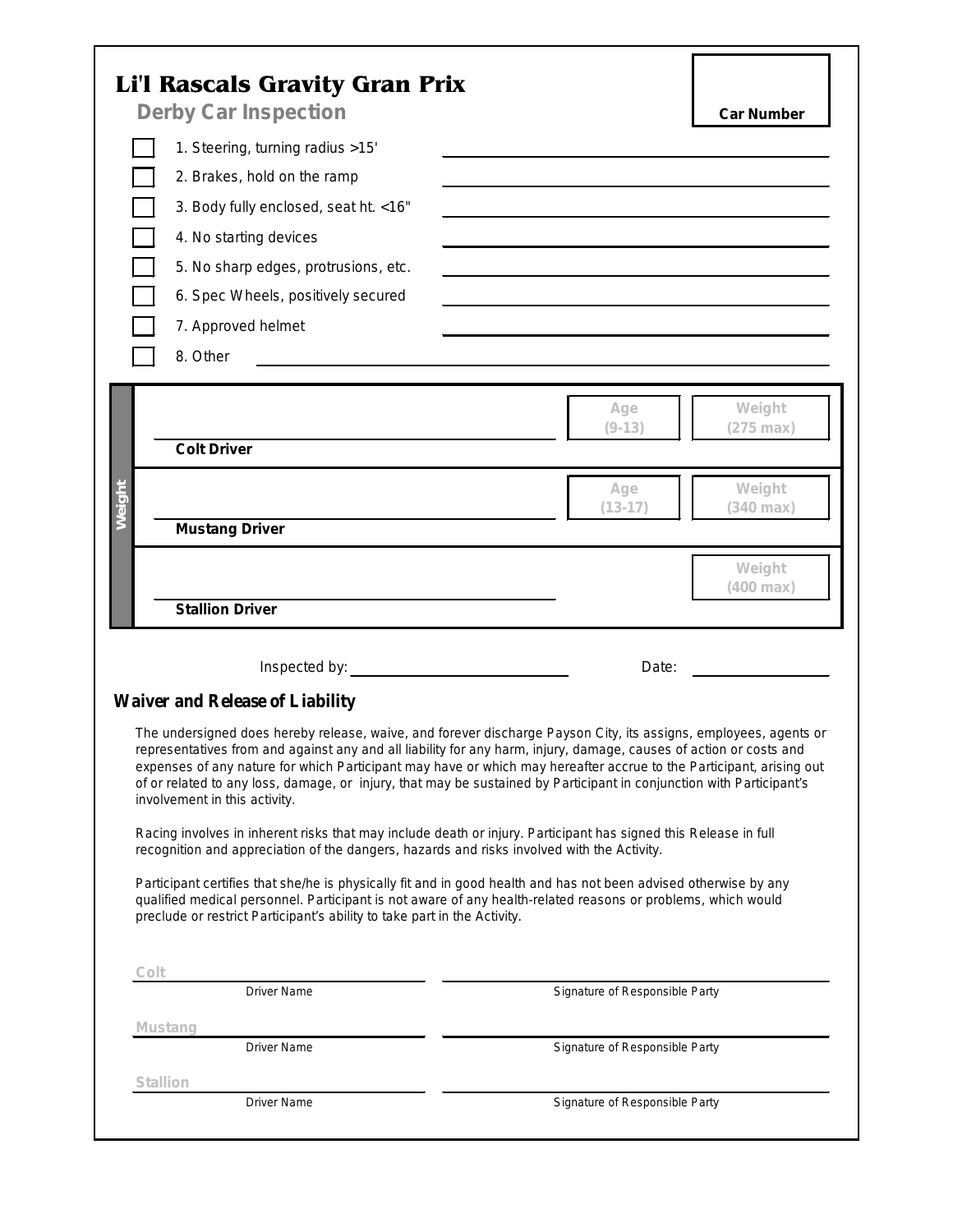# Li'l Rascals Gravity Gran Prix

## Derby Car Inspection

Car Number

- [ ] 1. Steering, turning radius >15' \_\_\_\_\_\_\_\_\_\_\_\_\_\_\_\_
- [ ] 2. Brakes, hold on the ramp \_\_\_\_\_\_\_\_\_\_\_\_\_\_\_\_
- [ ] 3. Body fully enclosed, seat ht. <16" \_\_\_\_\_\_\_\_\_\_\_\_\_\_\_\_
- [ ] 4. No starting devices \_\_\_\_\_\_\_\_\_\_\_\_\_\_\_\_
- [ ] 5. No sharp edges, protrusions, etc. \_\_\_\_\_\_\_\_\_\_\_\_\_\_\_\_
- [ ] 6. Spec Wheels, positively secured \_\_\_\_\_\_\_\_\_\_\_\_\_\_\_\_
- [ ] 7. Approved helmet \_\_\_\_\_\_\_\_\_\_\_\_\_\_\_\_
- [ ] 8. Other \_\_\_\_\_\_\_\_\_\_\_\_\_\_\_\_

**Weight**

| Driver | Age | Weight |
|---|---|---|
| **Colt Driver** | Age (9-13) | Weight (275 max) |
| **Mustang Driver** | Age (13-17) | Weight (340 max) |
| **Stallion Driver** | | Weight (400 max) |

Inspected by: \_\_\_\_\_\_\_\_\_\_\_\_\_\_\_\_ Date: \_\_\_\_\_\_\_\_

### Waiver and Release of Liability

The undersigned does hereby release, waive, and forever discharge Payson City, its assigns, employees, agents or representatives from and against any and all liability for any harm, injury, damage, causes of action or costs and expenses of any nature for which Participant may have or which may hereafter accrue to the Participant, arising out of or related to any loss, damage, or injury, that may be sustained by Participant in conjunction with Participant's involvement in this activity.

Racing involves in inherent risks that may include death or injury. Participant has signed this Release in full recognition and appreciation of the dangers, hazards and risks involved with the Activity.

Participant certifies that she/he is physically fit and in good health and has not been advised otherwise by any qualified medical personnel. Participant is not aware of any health-related reasons or problems, which would preclude or restrict Participant's ability to take part in the Activity.

Colt \_\_\_\_\_\_\_\_\_\_\_\_\_\_\_\_ \_\_\_\_\_\_\_\_\_\_\_\_\_\_\_\_
Driver Name — Signature of Responsible Party

Mustang \_\_\_\_\_\_\_\_\_\_\_\_\_\_\_\_ \_\_\_\_\_\_\_\_\_\_\_\_\_\_\_\_
Driver Name — Signature of Responsible Party

Stallion \_\_\_\_\_\_\_\_\_\_\_\_\_\_\_\_ \_\_\_\_\_\_\_\_\_\_\_\_\_\_\_\_
Driver Name — Signature of Responsible Party